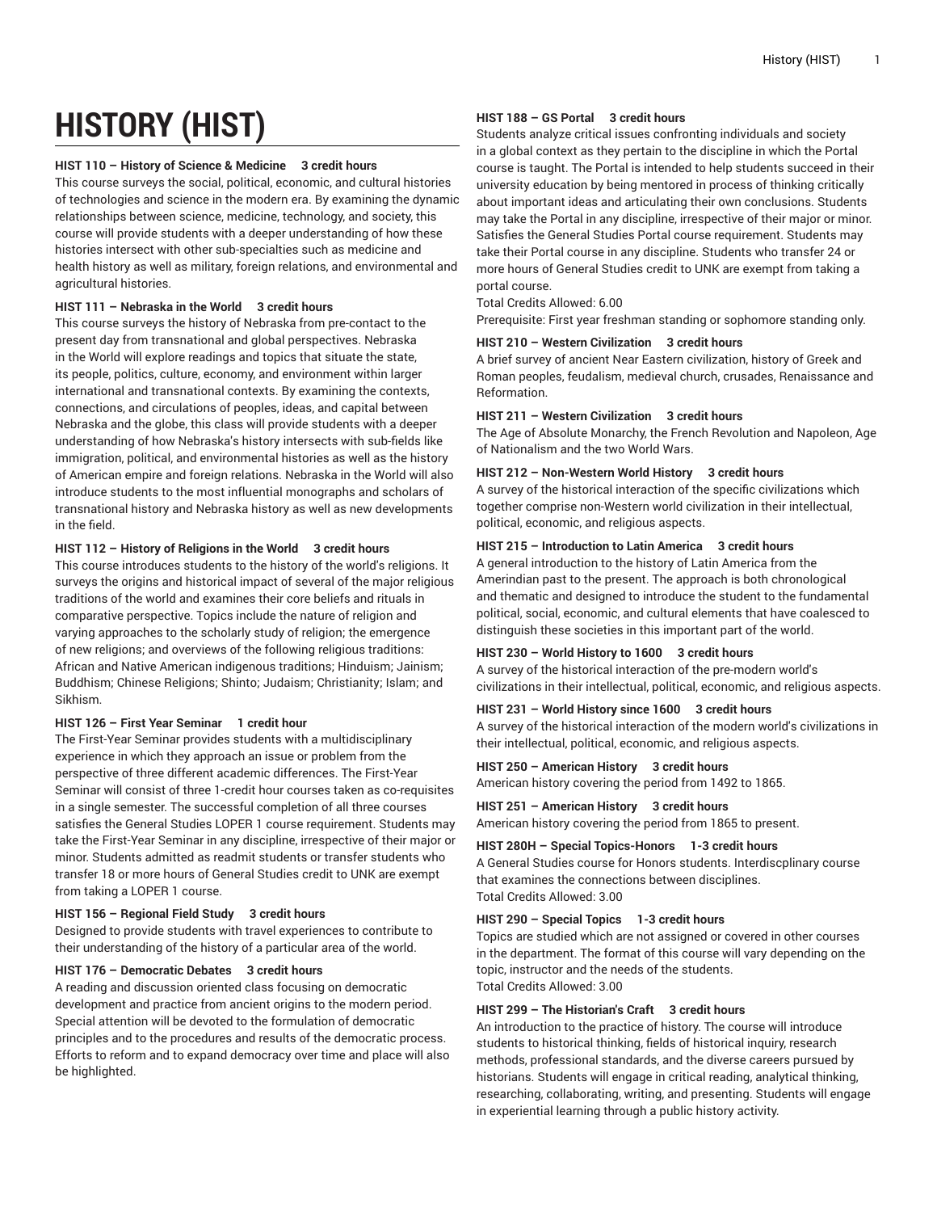# HISTORY (HIST)

**HIST 110 – History of Science & Medicine 3 credit hours**

This course surveys the social, political, economic, and cultural histories of technologies and science in the modern era. By examining the dynamic relationships between science, medicine, technology, and society, this course will provide students with a deeper understanding of how these histories intersect with other sub-specialties such as medicine and health history as well as military, foreign relations, and environmental and agricultural histories.

**HIST 111 – Nebraska in the World 3 credit hours**

This course surveys the history of Nebraska from pre-contact to the present day from transnational and global perspectives. Nebraska in the World will explore readings and topics that situate the state, its people, politics, culture, economy, and environment within larger international and transnational contexts. By examining the contexts, connections, and circulations of peoples, ideas, and capital between Nebraska and the globe, this class will provide students with a deeper understanding of how Nebraska's history intersects with sub-fields like immigration, political, and environmental histories as well as the history of American empire and foreign relations. Nebraska in the World will also introduce students to the most influential monographs and scholars of transnational history and Nebraska history as well as new developments in the field.

**HIST 112 – History of Religions in the World 3 credit hours**

This course introduces students to the history of the world's religions. It surveys the origins and historical impact of several of the major religious traditions of the world and examines their core beliefs and rituals in comparative perspective. Topics include the nature of religion and varying approaches to the scholarly study of religion; the emergence of new religions; and overviews of the following religious traditions: African and Native American indigenous traditions; Hinduism; Jainism; Buddhism; Chinese Religions; Shinto; Judaism; Christianity; Islam; and Sikhism.

**HIST 126 – First Year Seminar 1 credit hour**

The First-Year Seminar provides students with a multidisciplinary experience in which they approach an issue or problem from the perspective of three different academic differences. The First-Year Seminar will consist of three 1-credit hour courses taken as co-requisites in a single semester. The successful completion of all three courses satisfies the General Studies LOPER 1 course requirement. Students may take the First-Year Seminar in any discipline, irrespective of their major or minor. Students admitted as readmit students or transfer students who transfer 18 or more hours of General Studies credit to UNK are exempt from taking a LOPER 1 course.

**HIST 156 – Regional Field Study 3 credit hours**

Designed to provide students with travel experiences to contribute to their understanding of the history of a particular area of the world.

**HIST 176 – Democratic Debates 3 credit hours**

A reading and discussion oriented class focusing on democratic development and practice from ancient origins to the modern period. Special attention will be devoted to the formulation of democratic principles and to the procedures and results of the democratic process. Efforts to reform and to expand democracy over time and place will also be highlighted.

**HIST 188 – GS Portal 3 credit hours**

Students analyze critical issues confronting individuals and society in a global context as they pertain to the discipline in which the Portal course is taught. The Portal is intended to help students succeed in their university education by being mentored in process of thinking critically about important ideas and articulating their own conclusions. Students may take the Portal in any discipline, irrespective of their major or minor. Satisfies the General Studies Portal course requirement. Students may take their Portal course in any discipline. Students who transfer 24 or more hours of General Studies credit to UNK are exempt from taking a portal course.
Total Credits Allowed: 6.00
Prerequisite: First year freshman standing or sophomore standing only.

**HIST 210 – Western Civilization 3 credit hours**

A brief survey of ancient Near Eastern civilization, history of Greek and Roman peoples, feudalism, medieval church, crusades, Renaissance and Reformation.

**HIST 211 – Western Civilization 3 credit hours**

The Age of Absolute Monarchy, the French Revolution and Napoleon, Age of Nationalism and the two World Wars.

**HIST 212 – Non-Western World History 3 credit hours**

A survey of the historical interaction of the specific civilizations which together comprise non-Western world civilization in their intellectual, political, economic, and religious aspects.

**HIST 215 – Introduction to Latin America 3 credit hours**

A general introduction to the history of Latin America from the Amerindian past to the present. The approach is both chronological and thematic and designed to introduce the student to the fundamental political, social, economic, and cultural elements that have coalesced to distinguish these societies in this important part of the world.

**HIST 230 – World History to 1600 3 credit hours**

A survey of the historical interaction of the pre-modern world's civilizations in their intellectual, political, economic, and religious aspects.

**HIST 231 – World History since 1600 3 credit hours**

A survey of the historical interaction of the modern world's civilizations in their intellectual, political, economic, and religious aspects.

**HIST 250 – American History 3 credit hours**

American history covering the period from 1492 to 1865.

**HIST 251 – American History 3 credit hours**

American history covering the period from 1865 to present.

**HIST 280H – Special Topics-Honors 1-3 credit hours**

A General Studies course for Honors students. Interdiscplinary course that examines the connections between disciplines.
Total Credits Allowed: 3.00

**HIST 290 – Special Topics 1-3 credit hours**

Topics are studied which are not assigned or covered in other courses in the department. The format of this course will vary depending on the topic, instructor and the needs of the students.
Total Credits Allowed: 3.00

**HIST 299 – The Historian's Craft 3 credit hours**

An introduction to the practice of history. The course will introduce students to historical thinking, fields of historical inquiry, research methods, professional standards, and the diverse careers pursued by historians. Students will engage in critical reading, analytical thinking, researching, collaborating, writing, and presenting. Students will engage in experiential learning through a public history activity.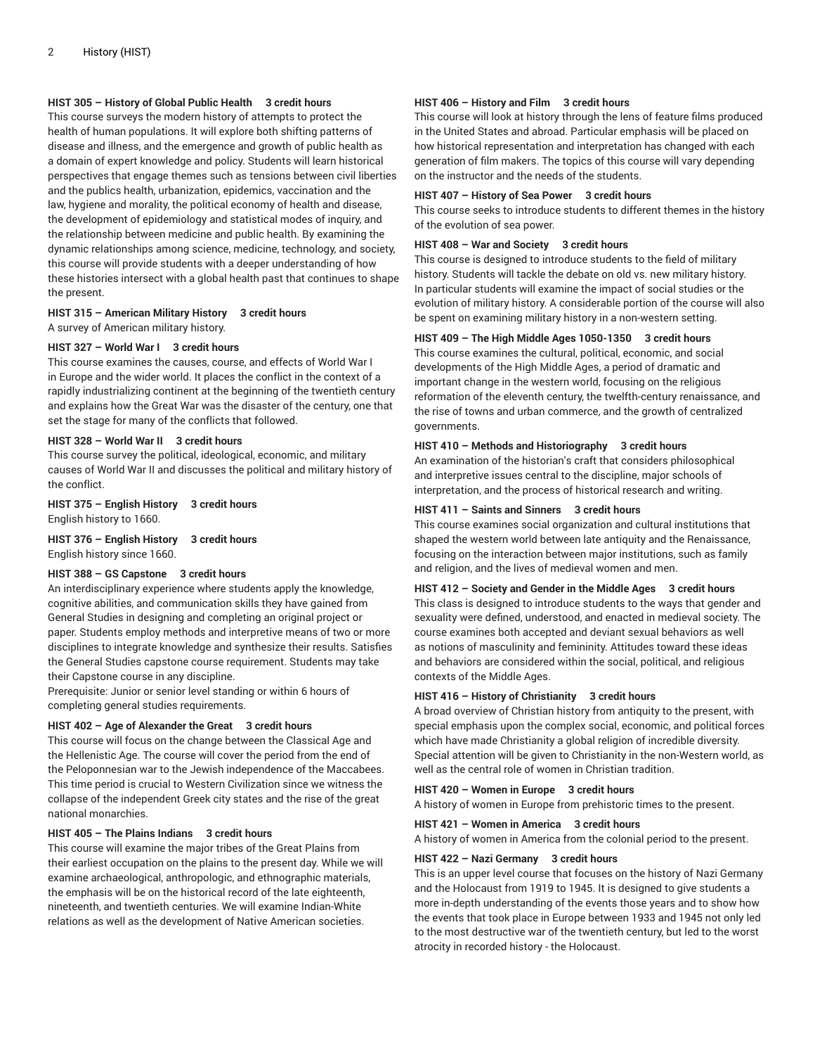**HIST 305 – History of Global Public Health 3 credit hours**

This course surveys the modern history of attempts to protect the health of human populations. It will explore both shifting patterns of disease and illness, and the emergence and growth of public health as a domain of expert knowledge and policy. Students will learn historical perspectives that engage themes such as tensions between civil liberties and the publics health, urbanization, epidemics, vaccination and the law, hygiene and morality, the political economy of health and disease, the development of epidemiology and statistical modes of inquiry, and the relationship between medicine and public health. By examining the dynamic relationships among science, medicine, technology, and society, this course will provide students with a deeper understanding of how these histories intersect with a global health past that continues to shape the present.

**HIST 315 – American Military History 3 credit hours**

A survey of American military history.

**HIST 327 – World War I 3 credit hours**

This course examines the causes, course, and effects of World War I in Europe and the wider world. It places the conflict in the context of a rapidly industrializing continent at the beginning of the twentieth century and explains how the Great War was the disaster of the century, one that set the stage for many of the conflicts that followed.

**HIST 328 – World War II 3 credit hours**

This course survey the political, ideological, economic, and military causes of World War II and discusses the political and military history of the conflict.

**HIST 375 – English History 3 credit hours**

English history to 1660.

**HIST 376 – English History 3 credit hours**

English history since 1660.

**HIST 388 – GS Capstone 3 credit hours**

An interdisciplinary experience where students apply the knowledge, cognitive abilities, and communication skills they have gained from General Studies in designing and completing an original project or paper. Students employ methods and interpretive means of two or more disciplines to integrate knowledge and synthesize their results. Satisfies the General Studies capstone course requirement. Students may take their Capstone course in any discipline.
Prerequisite: Junior or senior level standing or within 6 hours of completing general studies requirements.

**HIST 402 – Age of Alexander the Great 3 credit hours**

This course will focus on the change between the Classical Age and the Hellenistic Age. The course will cover the period from the end of the Peloponnesian war to the Jewish independence of the Maccabees. This time period is crucial to Western Civilization since we witness the collapse of the independent Greek city states and the rise of the great national monarchies.

**HIST 405 – The Plains Indians 3 credit hours**

This course will examine the major tribes of the Great Plains from their earliest occupation on the plains to the present day. While we will examine archaeological, anthropologic, and ethnographic materials, the emphasis will be on the historical record of the late eighteenth, nineteenth, and twentieth centuries. We will examine Indian-White relations as well as the development of Native American societies.

**HIST 406 – History and Film 3 credit hours**

This course will look at history through the lens of feature films produced in the United States and abroad. Particular emphasis will be placed on how historical representation and interpretation has changed with each generation of film makers. The topics of this course will vary depending on the instructor and the needs of the students.

**HIST 407 – History of Sea Power 3 credit hours**

This course seeks to introduce students to different themes in the history of the evolution of sea power.

**HIST 408 – War and Society 3 credit hours**

This course is designed to introduce students to the field of military history. Students will tackle the debate on old vs. new military history. In particular students will examine the impact of social studies or the evolution of military history. A considerable portion of the course will also be spent on examining military history in a non-western setting.

**HIST 409 – The High Middle Ages 1050-1350 3 credit hours**

This course examines the cultural, political, economic, and social developments of the High Middle Ages, a period of dramatic and important change in the western world, focusing on the religious reformation of the eleventh century, the twelfth-century renaissance, and the rise of towns and urban commerce, and the growth of centralized governments.

**HIST 410 – Methods and Historiography 3 credit hours**

An examination of the historian's craft that considers philosophical and interpretive issues central to the discipline, major schools of interpretation, and the process of historical research and writing.

**HIST 411 – Saints and Sinners 3 credit hours**

This course examines social organization and cultural institutions that shaped the western world between late antiquity and the Renaissance, focusing on the interaction between major institutions, such as family and religion, and the lives of medieval women and men.

**HIST 412 – Society and Gender in the Middle Ages 3 credit hours**

This class is designed to introduce students to the ways that gender and sexuality were defined, understood, and enacted in medieval society. The course examines both accepted and deviant sexual behaviors as well as notions of masculinity and femininity. Attitudes toward these ideas and behaviors are considered within the social, political, and religious contexts of the Middle Ages.

**HIST 416 – History of Christianity 3 credit hours**

A broad overview of Christian history from antiquity to the present, with special emphasis upon the complex social, economic, and political forces which have made Christianity a global religion of incredible diversity. Special attention will be given to Christianity in the non-Western world, as well as the central role of women in Christian tradition.

**HIST 420 – Women in Europe 3 credit hours**

A history of women in Europe from prehistoric times to the present.

**HIST 421 – Women in America 3 credit hours**

A history of women in America from the colonial period to the present.

**HIST 422 – Nazi Germany 3 credit hours**

This is an upper level course that focuses on the history of Nazi Germany and the Holocaust from 1919 to 1945. It is designed to give students a more in-depth understanding of the events those years and to show how the events that took place in Europe between 1933 and 1945 not only led to the most destructive war of the twentieth century, but led to the worst atrocity in recorded history - the Holocaust.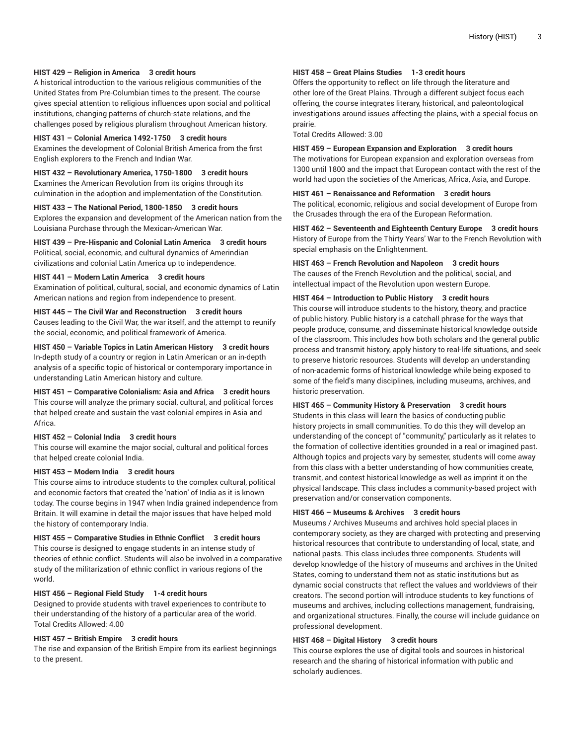**HIST 429 – Religion in America 3 credit hours**
A historical introduction to the various religious communities of the United States from Pre-Columbian times to the present. The course gives special attention to religious influences upon social and political institutions, changing patterns of church-state relations, and the challenges posed by religious pluralism throughout American history.

**HIST 431 – Colonial America 1492-1750 3 credit hours**
Examines the development of Colonial British America from the first English explorers to the French and Indian War.

**HIST 432 – Revolutionary America, 1750-1800 3 credit hours**
Examines the American Revolution from its origins through its culmination in the adoption and implementation of the Constitution.

**HIST 433 – The National Period, 1800-1850 3 credit hours**
Explores the expansion and development of the American nation from the Louisiana Purchase through the Mexican-American War.

**HIST 439 – Pre-Hispanic and Colonial Latin America 3 credit hours**
Political, social, economic, and cultural dynamics of Amerindian civilizations and colonial Latin America up to independence.

**HIST 441 – Modern Latin America 3 credit hours**
Examination of political, cultural, social, and economic dynamics of Latin American nations and region from independence to present.

**HIST 445 – The Civil War and Reconstruction 3 credit hours**
Causes leading to the Civil War, the war itself, and the attempt to reunify the social, economic, and political framework of America.

**HIST 450 – Variable Topics in Latin American History 3 credit hours**
In-depth study of a country or region in Latin American or an in-depth analysis of a specific topic of historical or contemporary importance in understanding Latin American history and culture.

**HIST 451 – Comparative Colonialism: Asia and Africa 3 credit hours**
This course will analyze the primary social, cultural, and political forces that helped create and sustain the vast colonial empires in Asia and Africa.

**HIST 452 – Colonial India 3 credit hours**
This course will examine the major social, cultural and political forces that helped create colonial India.

**HIST 453 – Modern India 3 credit hours**
This course aims to introduce students to the complex cultural, political and economic factors that created the 'nation' of India as it is known today. The course begins in 1947 when India grained independence from Britain. It will examine in detail the major issues that have helped mold the history of contemporary India.

**HIST 455 – Comparative Studies in Ethnic Conflict 3 credit hours**
This course is designed to engage students in an intense study of theories of ethnic conflict. Students will also be involved in a comparative study of the militarization of ethnic conflict in various regions of the world.

**HIST 456 – Regional Field Study 1-4 credit hours**
Designed to provide students with travel experiences to contribute to their understanding of the history of a particular area of the world.
Total Credits Allowed: 4.00

**HIST 457 – British Empire 3 credit hours**
The rise and expansion of the British Empire from its earliest beginnings to the present.

**HIST 458 – Great Plains Studies 1-3 credit hours**
Offers the opportunity to reflect on life through the literature and other lore of the Great Plains. Through a different subject focus each offering, the course integrates literary, historical, and paleontological investigations around issues affecting the plains, with a special focus on prairie.
Total Credits Allowed: 3.00

**HIST 459 – European Expansion and Exploration 3 credit hours**
The motivations for European expansion and exploration overseas from 1300 until 1800 and the impact that European contact with the rest of the world had upon the societies of the Americas, Africa, Asia, and Europe.

**HIST 461 – Renaissance and Reformation 3 credit hours**
The political, economic, religious and social development of Europe from the Crusades through the era of the European Reformation.

**HIST 462 – Seventeenth and Eighteenth Century Europe 3 credit hours**
History of Europe from the Thirty Years' War to the French Revolution with special emphasis on the Enlightenment.

**HIST 463 – French Revolution and Napoleon 3 credit hours**
The causes of the French Revolution and the political, social, and intellectual impact of the Revolution upon western Europe.

**HIST 464 – Introduction to Public History 3 credit hours**
This course will introduce students to the history, theory, and practice of public history. Public history is a catchall phrase for the ways that people produce, consume, and disseminate historical knowledge outside of the classroom. This includes how both scholars and the general public process and transmit history, apply history to real-life situations, and seek to preserve historic resources. Students will develop an understanding of non-academic forms of historical knowledge while being exposed to some of the field's many disciplines, including museums, archives, and historic preservation.

**HIST 465 – Community History & Preservation 3 credit hours**
Students in this class will learn the basics of conducting public history projects in small communities. To do this they will develop an understanding of the concept of "community," particularly as it relates to the formation of collective identities grounded in a real or imagined past. Although topics and projects vary by semester, students will come away from this class with a better understanding of how communities create, transmit, and contest historical knowledge as well as imprint it on the physical landscape. This class includes a community-based project with preservation and/or conservation components.

**HIST 466 – Museums & Archives 3 credit hours**
Museums / Archives Museums and archives hold special places in contemporary society, as they are charged with protecting and preserving historical resources that contribute to understanding of local, state, and national pasts. This class includes three components. Students will develop knowledge of the history of museums and archives in the United States, coming to understand them not as static institutions but as dynamic social constructs that reflect the values and worldviews of their creators. The second portion will introduce students to key functions of museums and archives, including collections management, fundraising, and organizational structures. Finally, the course will include guidance on professional development.

**HIST 468 – Digital History 3 credit hours**
This course explores the use of digital tools and sources in historical research and the sharing of historical information with public and scholarly audiences.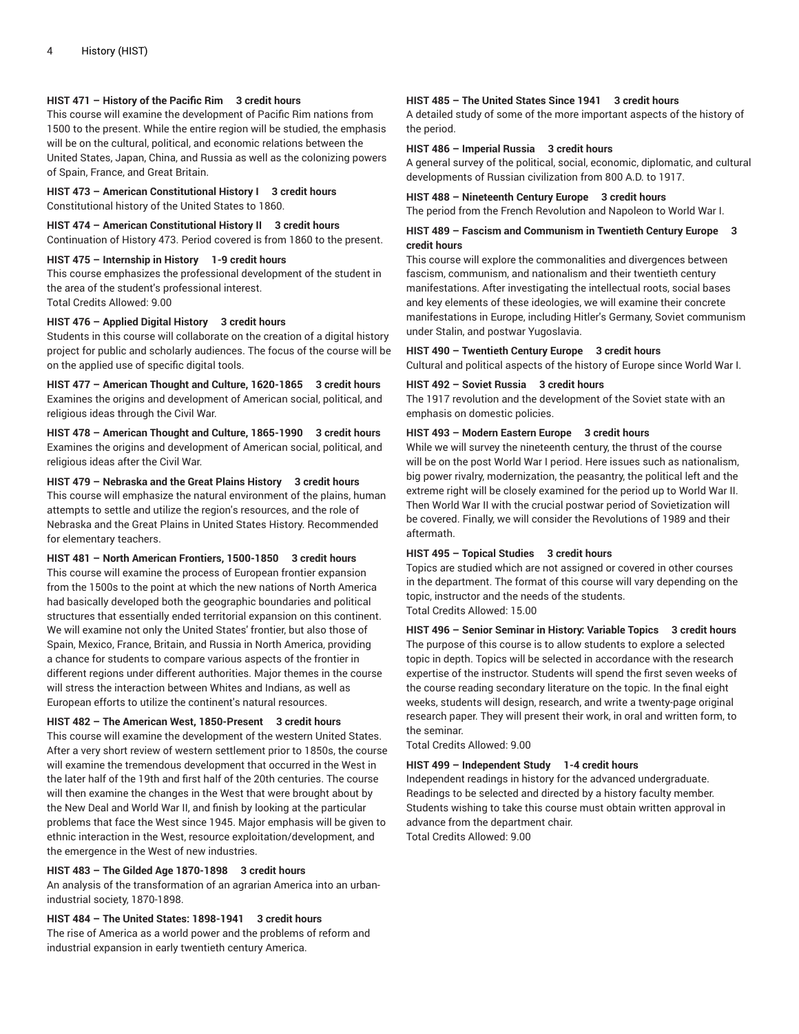**HIST 471 – History of the Pacific Rim 3 credit hours**
This course will examine the development of Pacific Rim nations from 1500 to the present. While the entire region will be studied, the emphasis will be on the cultural, political, and economic relations between the United States, Japan, China, and Russia as well as the colonizing powers of Spain, France, and Great Britain.

**HIST 473 – American Constitutional History I 3 credit hours**
Constitutional history of the United States to 1860.

**HIST 474 – American Constitutional History II 3 credit hours**
Continuation of History 473. Period covered is from 1860 to the present.

**HIST 475 – Internship in History 1-9 credit hours**
This course emphasizes the professional development of the student in the area of the student's professional interest.
Total Credits Allowed: 9.00

**HIST 476 – Applied Digital History 3 credit hours**
Students in this course will collaborate on the creation of a digital history project for public and scholarly audiences. The focus of the course will be on the applied use of specific digital tools.

**HIST 477 – American Thought and Culture, 1620-1865 3 credit hours**
Examines the origins and development of American social, political, and religious ideas through the Civil War.

**HIST 478 – American Thought and Culture, 1865-1990 3 credit hours**
Examines the origins and development of American social, political, and religious ideas after the Civil War.

**HIST 479 – Nebraska and the Great Plains History 3 credit hours**
This course will emphasize the natural environment of the plains, human attempts to settle and utilize the region's resources, and the role of Nebraska and the Great Plains in United States History. Recommended for elementary teachers.

**HIST 481 – North American Frontiers, 1500-1850 3 credit hours**
This course will examine the process of European frontier expansion from the 1500s to the point at which the new nations of North America had basically developed both the geographic boundaries and political structures that essentially ended territorial expansion on this continent. We will examine not only the United States' frontier, but also those of Spain, Mexico, France, Britain, and Russia in North America, providing a chance for students to compare various aspects of the frontier in different regions under different authorities. Major themes in the course will stress the interaction between Whites and Indians, as well as European efforts to utilize the continent's natural resources.

**HIST 482 – The American West, 1850-Present 3 credit hours**
This course will examine the development of the western United States. After a very short review of western settlement prior to 1850s, the course will examine the tremendous development that occurred in the West in the later half of the 19th and first half of the 20th centuries. The course will then examine the changes in the West that were brought about by the New Deal and World War II, and finish by looking at the particular problems that face the West since 1945. Major emphasis will be given to ethnic interaction in the West, resource exploitation/development, and the emergence in the West of new industries.

**HIST 483 – The Gilded Age 1870-1898 3 credit hours**
An analysis of the transformation of an agrarian America into an urban-industrial society, 1870-1898.

**HIST 484 – The United States: 1898-1941 3 credit hours**
The rise of America as a world power and the problems of reform and industrial expansion in early twentieth century America.

**HIST 485 – The United States Since 1941 3 credit hours**
A detailed study of some of the more important aspects of the history of the period.

**HIST 486 – Imperial Russia 3 credit hours**
A general survey of the political, social, economic, diplomatic, and cultural developments of Russian civilization from 800 A.D. to 1917.

**HIST 488 – Nineteenth Century Europe 3 credit hours**
The period from the French Revolution and Napoleon to World War I.

**HIST 489 – Fascism and Communism in Twentieth Century Europe 3 credit hours**
This course will explore the commonalities and divergences between fascism, communism, and nationalism and their twentieth century manifestations. After investigating the intellectual roots, social bases and key elements of these ideologies, we will examine their concrete manifestations in Europe, including Hitler's Germany, Soviet communism under Stalin, and postwar Yugoslavia.

**HIST 490 – Twentieth Century Europe 3 credit hours**
Cultural and political aspects of the history of Europe since World War I.

**HIST 492 – Soviet Russia 3 credit hours**
The 1917 revolution and the development of the Soviet state with an emphasis on domestic policies.

**HIST 493 – Modern Eastern Europe 3 credit hours**
While we will survey the nineteenth century, the thrust of the course will be on the post World War I period. Here issues such as nationalism, big power rivalry, modernization, the peasantry, the political left and the extreme right will be closely examined for the period up to World War II. Then World War II with the crucial postwar period of Sovietization will be covered. Finally, we will consider the Revolutions of 1989 and their aftermath.

**HIST 495 – Topical Studies 3 credit hours**
Topics are studied which are not assigned or covered in other courses in the department. The format of this course will vary depending on the topic, instructor and the needs of the students.
Total Credits Allowed: 15.00

**HIST 496 – Senior Seminar in History: Variable Topics 3 credit hours**
The purpose of this course is to allow students to explore a selected topic in depth. Topics will be selected in accordance with the research expertise of the instructor. Students will spend the first seven weeks of the course reading secondary literature on the topic. In the final eight weeks, students will design, research, and write a twenty-page original research paper. They will present their work, in oral and written form, to the seminar.
Total Credits Allowed: 9.00

**HIST 499 – Independent Study 1-4 credit hours**
Independent readings in history for the advanced undergraduate. Readings to be selected and directed by a history faculty member. Students wishing to take this course must obtain written approval in advance from the department chair.
Total Credits Allowed: 9.00